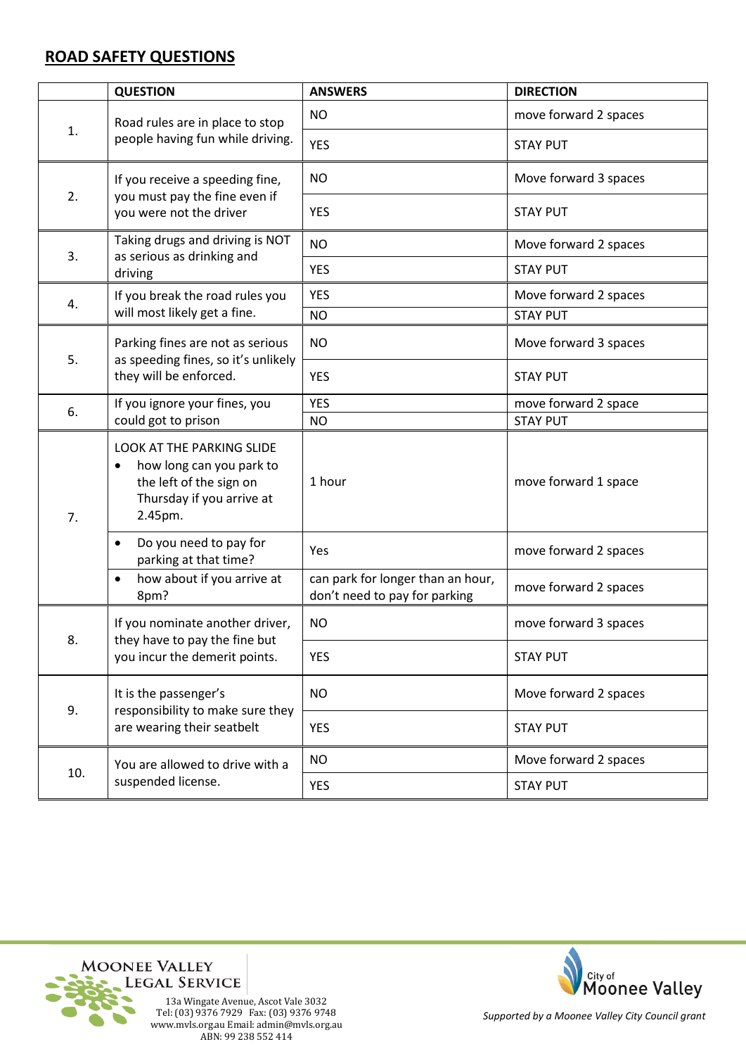## ROAD SAFETY QUESTIONS

| | QUESTION | ANSWERS | DIRECTION |
|---|---|---|---|
| 1. | Road rules are in place to stop people having fun while driving. | NO | move forward 2 spaces |
| | | YES | STAY PUT |
| 2. | If you receive a speeding fine, you must pay the fine even if you were not the driver | NO | Move forward 3 spaces |
| | | YES | STAY PUT |
| 3. | Taking drugs and driving is NOT as serious as drinking and driving | NO | Move forward 2 spaces |
| | | YES | STAY PUT |
| 4. | If you break the road rules you will most likely get a fine. | YES | Move forward 2 spaces |
| | | NO | STAY PUT |
| 5. | Parking fines are not as serious as speeding fines, so it's unlikely they will be enforced. | NO | Move forward 3 spaces |
| | | YES | STAY PUT |
| 6. | If you ignore your fines, you could got to prison | YES | move forward 2 space |
| | | NO | STAY PUT |
| 7. | LOOK AT THE PARKING SLIDE<br>• how long can you park to the left of the sign on Thursday if you arrive at 2.45pm. | 1 hour | move forward 1 space |
| | • Do you need to pay for parking at that time? | Yes | move forward 2 spaces |
| | • how about if you arrive at 8pm? | can park for longer than an hour, don't need to pay for parking | move forward 2 spaces |
| 8. | If you nominate another driver, they have to pay the fine but you incur the demerit points. | NO | move forward 3 spaces |
| | | YES | STAY PUT |
| 9. | It is the passenger's responsibility to make sure they are wearing their seatbelt | NO | Move forward 2 spaces |
| | | YES | STAY PUT |
| 10. | You are allowed to drive with a suspended license. | NO | Move forward 2 spaces |
| | | YES | STAY PUT |

MOONEE VALLEY LEGAL SERVICE
13a Wingate Avenue, Ascot Vale 3032
Tel: (03) 9376 7929 Fax: (03) 9376 9748
www.mvls.org.au Email: admin@mvls.org.au
ABN: 99 238 552 414

City of Moonee Valley

*Supported by a Moonee Valley City Council grant*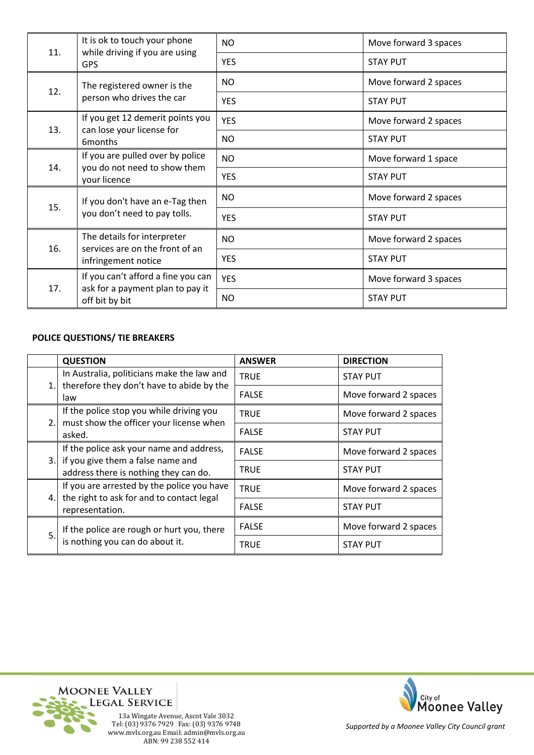| | | | |
|---|---|---|---|
| 11. | It is ok to touch your phone while driving if you are using GPS | NO | Move forward 3 spaces |
| | | YES | STAY PUT |
| 12. | The registered owner is the person who drives the car | NO | Move forward 2 spaces |
| | | YES | STAY PUT |
| 13. | If you get 12 demerit points you can lose your license for 6months | YES | Move forward 2 spaces |
| | | NO | STAY PUT |
| 14. | If you are pulled over by police you do not need to show them your licence | NO | Move forward 1 space |
| | | YES | STAY PUT |
| 15. | If you don't have an e-Tag then you don't need to pay tolls. | NO | Move forward 2 spaces |
| | | YES | STAY PUT |
| 16. | The details for interpreter services are on the front of an infringement notice | NO | Move forward 2 spaces |
| | | YES | STAY PUT |
| 17. | If you can't afford a fine you can ask for a payment plan to pay it off bit by bit | YES | Move forward 3 spaces |
| | | NO | STAY PUT |

**POLICE QUESTIONS/ TIE BREAKERS**

| | QUESTION | ANSWER | DIRECTION |
|---|---|---|---|
| 1. | In Australia, politicians make the law and therefore they don't have to abide by the law | TRUE | STAY PUT |
| | | FALSE | Move forward 2 spaces |
| 2. | If the police stop you while driving you must show the officer your license when asked. | TRUE | Move forward 2 spaces |
| | | FALSE | STAY PUT |
| 3. | If the police ask your name and address, if you give them a false name and address there is nothing they can do. | FALSE | Move forward 2 spaces |
| | | TRUE | STAY PUT |
| 4. | If you are arrested by the police you have the right to ask for and to contact legal representation. | TRUE | Move forward 2 spaces |
| | | FALSE | STAY PUT |
| 5. | If the police are rough or hurt you, there is nothing you can do about it. | FALSE | Move forward 2 spaces |
| | | TRUE | STAY PUT |

MOONEE VALLEY LEGAL SERVICE
13a Wingate Avenue, Ascot Vale 3032
Tel: (03) 9376 7929 Fax: (03) 9376 9748
www.mvls.org.au Email: admin@mvls.org.au
ABN: 99 238 552 414

City of Moonee Valley

*Supported by a Moonee Valley City Council grant*